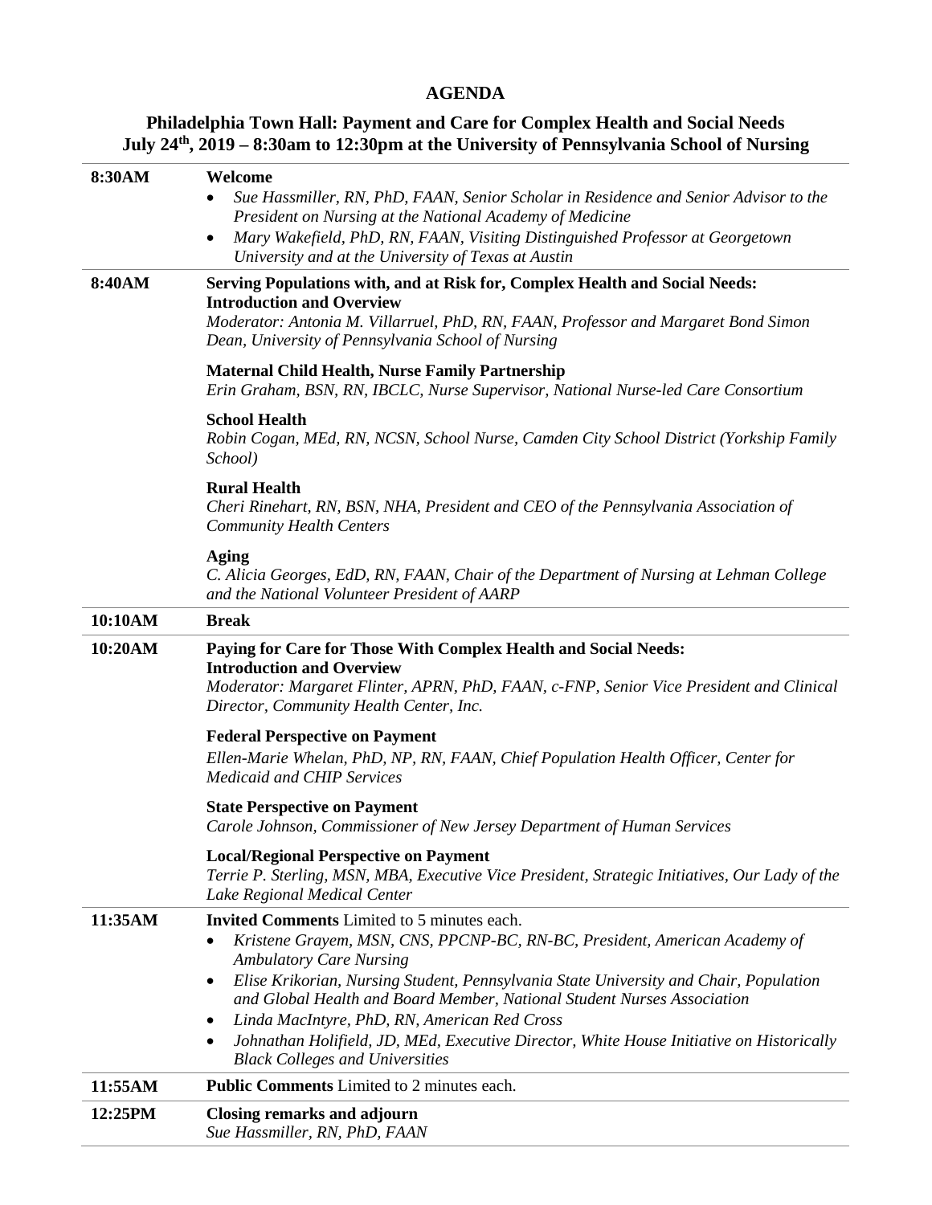# AGENDA

## Philadelphia Town Hall: Payment and Care for Complex Health and Social Needs
## July 24th, 2019 – 8:30am to 12:30pm at the University of Pennsylvania School of Nursing

| | |
|---|---|
| **8:30AM** | **Welcome**<br>• *Sue Hassmiller, RN, PhD, FAAN, Senior Scholar in Residence and Senior Advisor to the President on Nursing at the National Academy of Medicine*<br>• *Mary Wakefield, PhD, RN, FAAN, Visiting Distinguished Professor at Georgetown University and at the University of Texas at Austin* |
| **8:40AM** | **Serving Populations with, and at Risk for, Complex Health and Social Needs: Introduction and Overview**<br>*Moderator: Antonia M. Villarruel, PhD, RN, FAAN, Professor and Margaret Bond Simon Dean, University of Pennsylvania School of Nursing*<br><br>**Maternal Child Health, Nurse Family Partnership**<br>*Erin Graham, BSN, RN, IBCLC, Nurse Supervisor, National Nurse-led Care Consortium*<br><br>**School Health**<br>*Robin Cogan, MEd, RN, NCSN, School Nurse, Camden City School District (Yorkship Family School)*<br><br>**Rural Health**<br>*Cheri Rinehart, RN, BSN, NHA, President and CEO of the Pennsylvania Association of Community Health Centers*<br><br>**Aging**<br>*C. Alicia Georges, EdD, RN, FAAN, Chair of the Department of Nursing at Lehman College and the National Volunteer President of AARP* |
| **10:10AM** | **Break** |
| **10:20AM** | **Paying for Care for Those With Complex Health and Social Needs: Introduction and Overview**<br>*Moderator: Margaret Flinter, APRN, PhD, FAAN, c-FNP, Senior Vice President and Clinical Director, Community Health Center, Inc.*<br><br>**Federal Perspective on Payment**<br>*Ellen-Marie Whelan, PhD, NP, RN, FAAN, Chief Population Health Officer, Center for Medicaid and CHIP Services*<br><br>**State Perspective on Payment**<br>*Carole Johnson, Commissioner of New Jersey Department of Human Services*<br><br>**Local/Regional Perspective on Payment**<br>*Terrie P. Sterling, MSN, MBA, Executive Vice President, Strategic Initiatives, Our Lady of the Lake Regional Medical Center* |
| **11:35AM** | **Invited Comments** Limited to 5 minutes each.<br>• *Kristene Grayem, MSN, CNS, PPCNP-BC, RN-BC, President, American Academy of Ambulatory Care Nursing*<br>• *Elise Krikorian, Nursing Student, Pennsylvania State University and Chair, Population and Global Health and Board Member, National Student Nurses Association*<br>• *Linda MacIntyre, PhD, RN, American Red Cross*<br>• *Johnathan Holifield, JD, MEd, Executive Director, White House Initiative on Historically Black Colleges and Universities* |
| **11:55AM** | **Public Comments** Limited to 2 minutes each. |
| **12:25PM** | **Closing remarks and adjourn**<br>*Sue Hassmiller, RN, PhD, FAAN* |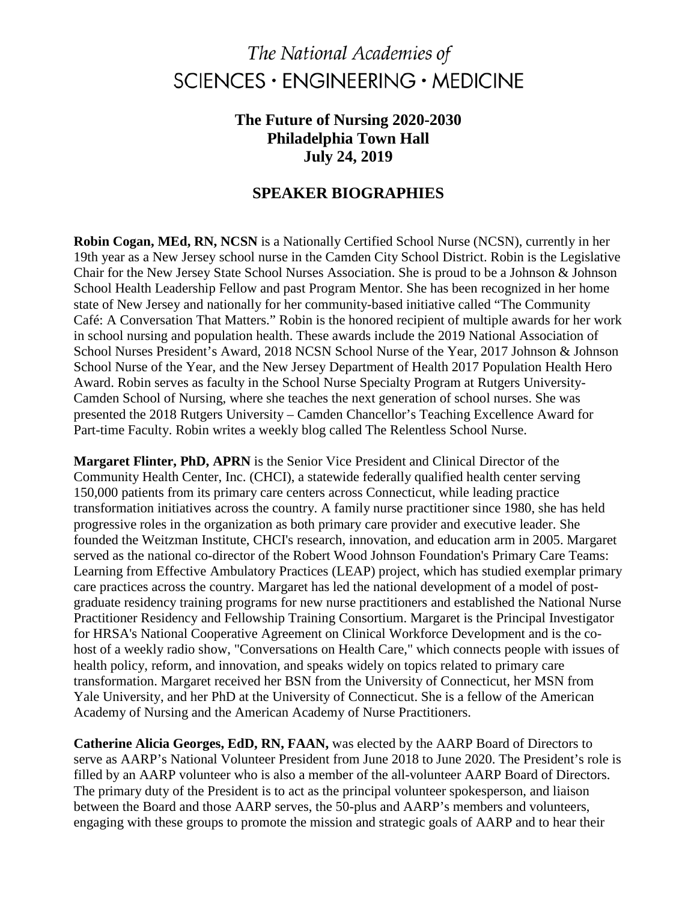*The National Academies of*
SCIENCES · ENGINEERING · MEDICINE

## The Future of Nursing 2020-2030
## Philadelphia Town Hall
## July 24, 2019

## SPEAKER BIOGRAPHIES

**Robin Cogan, MEd, RN, NCSN** is a Nationally Certified School Nurse (NCSN), currently in her 19th year as a New Jersey school nurse in the Camden City School District. Robin is the Legislative Chair for the New Jersey State School Nurses Association. She is proud to be a Johnson & Johnson School Health Leadership Fellow and past Program Mentor. She has been recognized in her home state of New Jersey and nationally for her community-based initiative called "The Community Café: A Conversation That Matters." Robin is the honored recipient of multiple awards for her work in school nursing and population health. These awards include the 2019 National Association of School Nurses President's Award, 2018 NCSN School Nurse of the Year, 2017 Johnson & Johnson School Nurse of the Year, and the New Jersey Department of Health 2017 Population Health Hero Award. Robin serves as faculty in the School Nurse Specialty Program at Rutgers University-Camden School of Nursing, where she teaches the next generation of school nurses. She was presented the 2018 Rutgers University – Camden Chancellor's Teaching Excellence Award for Part-time Faculty. Robin writes a weekly blog called The Relentless School Nurse.

**Margaret Flinter, PhD, APRN** is the Senior Vice President and Clinical Director of the Community Health Center, Inc. (CHCI), a statewide federally qualified health center serving 150,000 patients from its primary care centers across Connecticut, while leading practice transformation initiatives across the country. A family nurse practitioner since 1980, she has held progressive roles in the organization as both primary care provider and executive leader. She founded the Weitzman Institute, CHCI's research, innovation, and education arm in 2005. Margaret served as the national co-director of the Robert Wood Johnson Foundation's Primary Care Teams: Learning from Effective Ambulatory Practices (LEAP) project, which has studied exemplar primary care practices across the country. Margaret has led the national development of a model of post-graduate residency training programs for new nurse practitioners and established the National Nurse Practitioner Residency and Fellowship Training Consortium. Margaret is the Principal Investigator for HRSA's National Cooperative Agreement on Clinical Workforce Development and is the co-host of a weekly radio show, "Conversations on Health Care," which connects people with issues of health policy, reform, and innovation, and speaks widely on topics related to primary care transformation. Margaret received her BSN from the University of Connecticut, her MSN from Yale University, and her PhD at the University of Connecticut. She is a fellow of the American Academy of Nursing and the American Academy of Nurse Practitioners.

**Catherine Alicia Georges, EdD, RN, FAAN,** was elected by the AARP Board of Directors to serve as AARP's National Volunteer President from June 2018 to June 2020. The President's role is filled by an AARP volunteer who is also a member of the all-volunteer AARP Board of Directors. The primary duty of the President is to act as the principal volunteer spokesperson, and liaison between the Board and those AARP serves, the 50-plus and AARP's members and volunteers, engaging with these groups to promote the mission and strategic goals of AARP and to hear their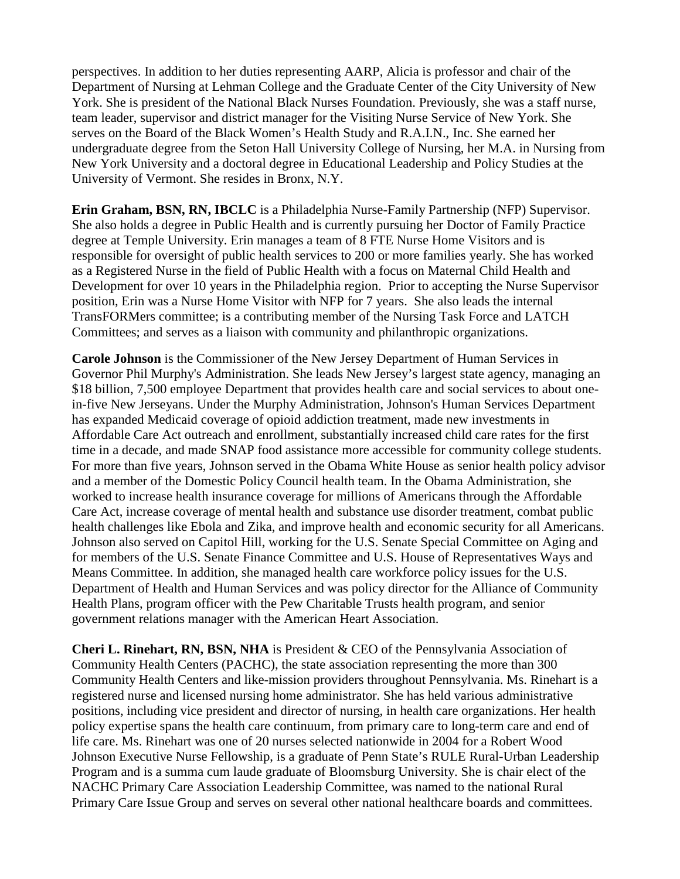perspectives. In addition to her duties representing AARP, Alicia is professor and chair of the Department of Nursing at Lehman College and the Graduate Center of the City University of New York. She is president of the National Black Nurses Foundation. Previously, she was a staff nurse, team leader, supervisor and district manager for the Visiting Nurse Service of New York. She serves on the Board of the Black Women's Health Study and R.A.I.N., Inc. She earned her undergraduate degree from the Seton Hall University College of Nursing, her M.A. in Nursing from New York University and a doctoral degree in Educational Leadership and Policy Studies at the University of Vermont. She resides in Bronx, N.Y.

**Erin Graham, BSN, RN, IBCLC** is a Philadelphia Nurse-Family Partnership (NFP) Supervisor. She also holds a degree in Public Health and is currently pursuing her Doctor of Family Practice degree at Temple University. Erin manages a team of 8 FTE Nurse Home Visitors and is responsible for oversight of public health services to 200 or more families yearly. She has worked as a Registered Nurse in the field of Public Health with a focus on Maternal Child Health and Development for over 10 years in the Philadelphia region. Prior to accepting the Nurse Supervisor position, Erin was a Nurse Home Visitor with NFP for 7 years. She also leads the internal TransFORMers committee; is a contributing member of the Nursing Task Force and LATCH Committees; and serves as a liaison with community and philanthropic organizations.

**Carole Johnson** is the Commissioner of the New Jersey Department of Human Services in Governor Phil Murphy's Administration. She leads New Jersey's largest state agency, managing an $18 billion, 7,500 employee Department that provides health care and social services to about one-in-five New Jerseyans. Under the Murphy Administration, Johnson's Human Services Department has expanded Medicaid coverage of opioid addiction treatment, made new investments in Affordable Care Act outreach and enrollment, substantially increased child care rates for the first time in a decade, and made SNAP food assistance more accessible for community college students. For more than five years, Johnson served in the Obama White House as senior health policy advisor and a member of the Domestic Policy Council health team. In the Obama Administration, she worked to increase health insurance coverage for millions of Americans through the Affordable Care Act, increase coverage of mental health and substance use disorder treatment, combat public health challenges like Ebola and Zika, and improve health and economic security for all Americans. Johnson also served on Capitol Hill, working for the U.S. Senate Special Committee on Aging and for members of the U.S. Senate Finance Committee and U.S. House of Representatives Ways and Means Committee. In addition, she managed health care workforce policy issues for the U.S. Department of Health and Human Services and was policy director for the Alliance of Community Health Plans, program officer with the Pew Charitable Trusts health program, and senior government relations manager with the American Heart Association.

**Cheri L. Rinehart, RN, BSN, NHA** is President & CEO of the Pennsylvania Association of Community Health Centers (PACHC), the state association representing the more than 300 Community Health Centers and like-mission providers throughout Pennsylvania. Ms. Rinehart is a registered nurse and licensed nursing home administrator. She has held various administrative positions, including vice president and director of nursing, in health care organizations. Her health policy expertise spans the health care continuum, from primary care to long-term care and end of life care. Ms. Rinehart was one of 20 nurses selected nationwide in 2004 for a Robert Wood Johnson Executive Nurse Fellowship, is a graduate of Penn State's RULE Rural-Urban Leadership Program and is a summa cum laude graduate of Bloomsburg University. She is chair elect of the NACHC Primary Care Association Leadership Committee, was named to the national Rural Primary Care Issue Group and serves on several other national healthcare boards and committees.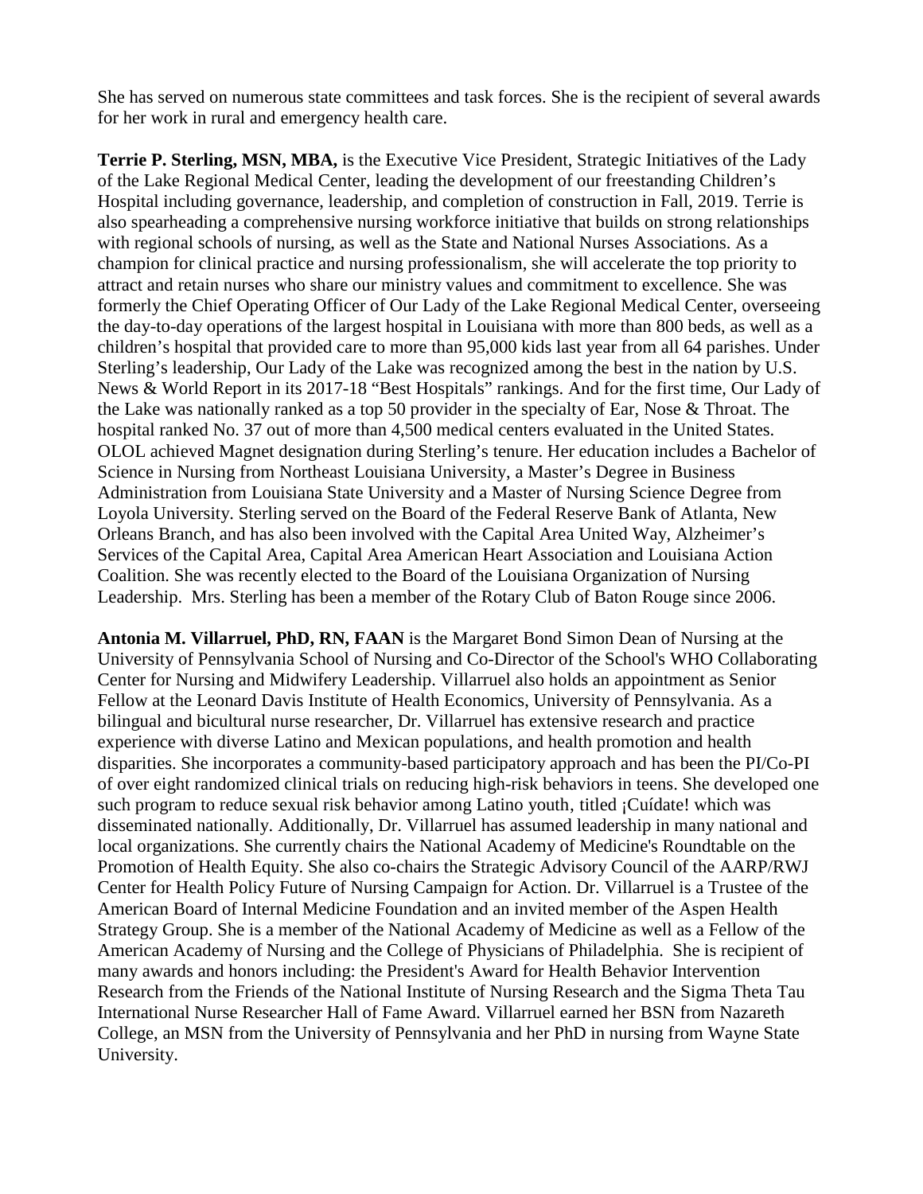She has served on numerous state committees and task forces. She is the recipient of several awards for her work in rural and emergency health care.

**Terrie P. Sterling, MSN, MBA,** is the Executive Vice President, Strategic Initiatives of the Lady of the Lake Regional Medical Center, leading the development of our freestanding Children's Hospital including governance, leadership, and completion of construction in Fall, 2019. Terrie is also spearheading a comprehensive nursing workforce initiative that builds on strong relationships with regional schools of nursing, as well as the State and National Nurses Associations. As a champion for clinical practice and nursing professionalism, she will accelerate the top priority to attract and retain nurses who share our ministry values and commitment to excellence. She was formerly the Chief Operating Officer of Our Lady of the Lake Regional Medical Center, overseeing the day-to-day operations of the largest hospital in Louisiana with more than 800 beds, as well as a children's hospital that provided care to more than 95,000 kids last year from all 64 parishes. Under Sterling's leadership, Our Lady of the Lake was recognized among the best in the nation by U.S. News & World Report in its 2017-18 "Best Hospitals" rankings. And for the first time, Our Lady of the Lake was nationally ranked as a top 50 provider in the specialty of Ear, Nose & Throat. The hospital ranked No. 37 out of more than 4,500 medical centers evaluated in the United States. OLOL achieved Magnet designation during Sterling's tenure. Her education includes a Bachelor of Science in Nursing from Northeast Louisiana University, a Master's Degree in Business Administration from Louisiana State University and a Master of Nursing Science Degree from Loyola University. Sterling served on the Board of the Federal Reserve Bank of Atlanta, New Orleans Branch, and has also been involved with the Capital Area United Way, Alzheimer's Services of the Capital Area, Capital Area American Heart Association and Louisiana Action Coalition. She was recently elected to the Board of the Louisiana Organization of Nursing Leadership. Mrs. Sterling has been a member of the Rotary Club of Baton Rouge since 2006.

**Antonia M. Villarruel, PhD, RN, FAAN** is the Margaret Bond Simon Dean of Nursing at the University of Pennsylvania School of Nursing and Co-Director of the School's WHO Collaborating Center for Nursing and Midwifery Leadership. Villarruel also holds an appointment as Senior Fellow at the Leonard Davis Institute of Health Economics, University of Pennsylvania. As a bilingual and bicultural nurse researcher, Dr. Villarruel has extensive research and practice experience with diverse Latino and Mexican populations, and health promotion and health disparities. She incorporates a community-based participatory approach and has been the PI/Co-PI of over eight randomized clinical trials on reducing high-risk behaviors in teens. She developed one such program to reduce sexual risk behavior among Latino youth, titled ¡Cuídate! which was disseminated nationally. Additionally, Dr. Villarruel has assumed leadership in many national and local organizations. She currently chairs the National Academy of Medicine's Roundtable on the Promotion of Health Equity. She also co-chairs the Strategic Advisory Council of the AARP/RWJ Center for Health Policy Future of Nursing Campaign for Action. Dr. Villarruel is a Trustee of the American Board of Internal Medicine Foundation and an invited member of the Aspen Health Strategy Group. She is a member of the National Academy of Medicine as well as a Fellow of the American Academy of Nursing and the College of Physicians of Philadelphia. She is recipient of many awards and honors including: the President's Award for Health Behavior Intervention Research from the Friends of the National Institute of Nursing Research and the Sigma Theta Tau International Nurse Researcher Hall of Fame Award. Villarruel earned her BSN from Nazareth College, an MSN from the University of Pennsylvania and her PhD in nursing from Wayne State University.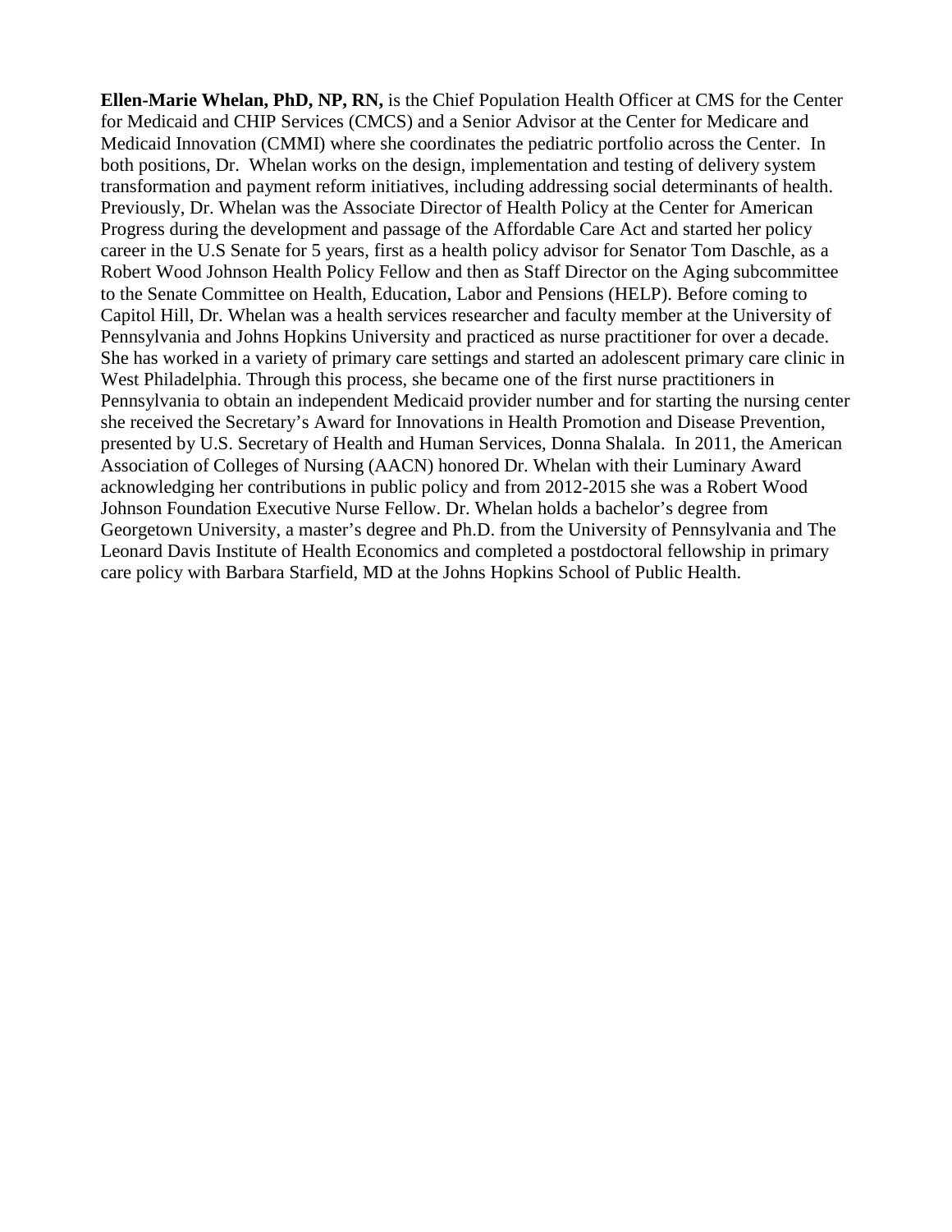**Ellen-Marie Whelan, PhD, NP, RN,** is the Chief Population Health Officer at CMS for the Center for Medicaid and CHIP Services (CMCS) and a Senior Advisor at the Center for Medicare and Medicaid Innovation (CMMI) where she coordinates the pediatric portfolio across the Center. In both positions, Dr. Whelan works on the design, implementation and testing of delivery system transformation and payment reform initiatives, including addressing social determinants of health. Previously, Dr. Whelan was the Associate Director of Health Policy at the Center for American Progress during the development and passage of the Affordable Care Act and started her policy career in the U.S Senate for 5 years, first as a health policy advisor for Senator Tom Daschle, as a Robert Wood Johnson Health Policy Fellow and then as Staff Director on the Aging subcommittee to the Senate Committee on Health, Education, Labor and Pensions (HELP). Before coming to Capitol Hill, Dr. Whelan was a health services researcher and faculty member at the University of Pennsylvania and Johns Hopkins University and practiced as nurse practitioner for over a decade. She has worked in a variety of primary care settings and started an adolescent primary care clinic in West Philadelphia. Through this process, she became one of the first nurse practitioners in Pennsylvania to obtain an independent Medicaid provider number and for starting the nursing center she received the Secretary's Award for Innovations in Health Promotion and Disease Prevention, presented by U.S. Secretary of Health and Human Services, Donna Shalala. In 2011, the American Association of Colleges of Nursing (AACN) honored Dr. Whelan with their Luminary Award acknowledging her contributions in public policy and from 2012-2015 she was a Robert Wood Johnson Foundation Executive Nurse Fellow. Dr. Whelan holds a bachelor's degree from Georgetown University, a master's degree and Ph.D. from the University of Pennsylvania and The Leonard Davis Institute of Health Economics and completed a postdoctoral fellowship in primary care policy with Barbara Starfield, MD at the Johns Hopkins School of Public Health.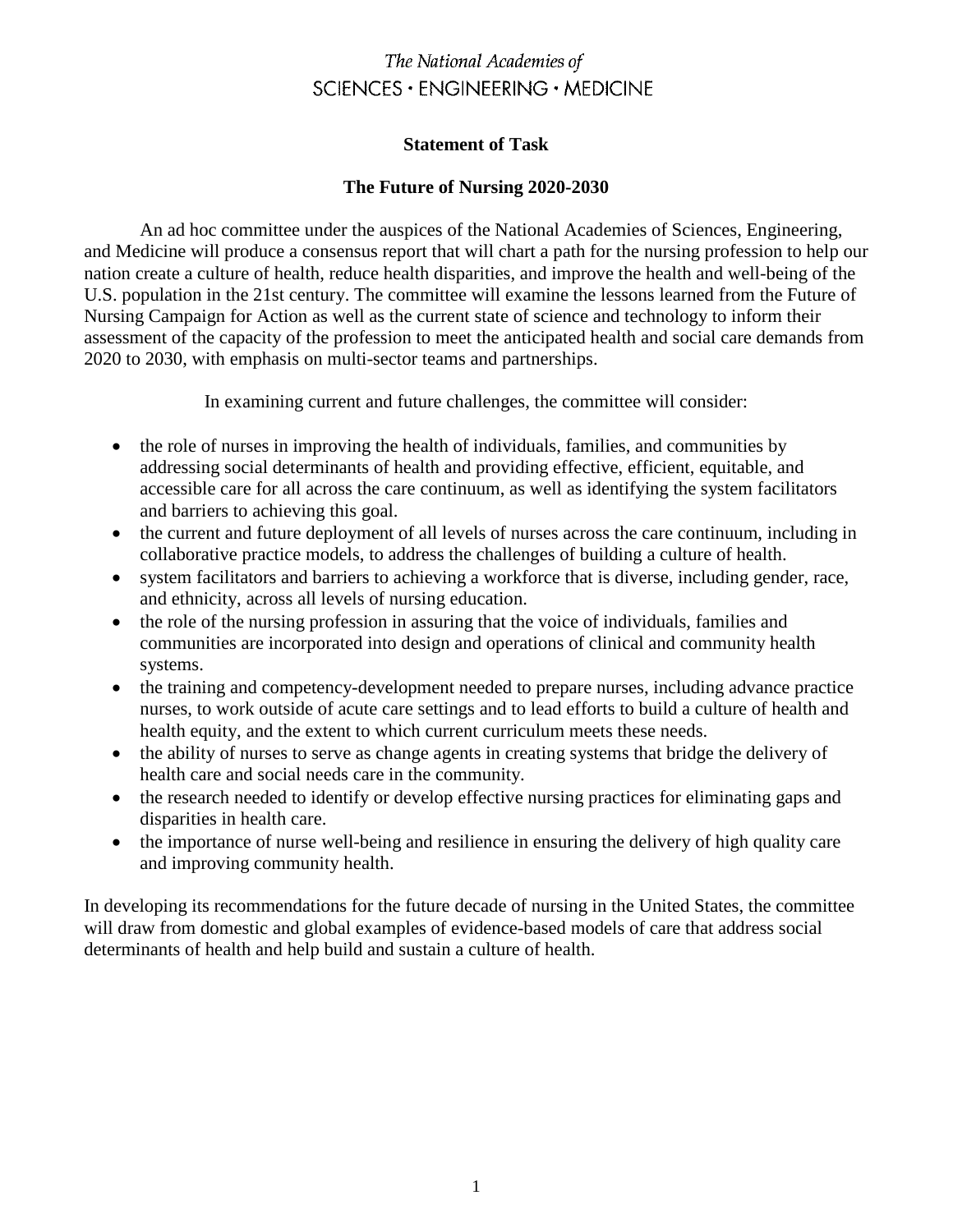*The National Academies of*
SCIENCES · ENGINEERING · MEDICINE

**Statement of Task**

**The Future of Nursing 2020-2030**

An ad hoc committee under the auspices of the National Academies of Sciences, Engineering, and Medicine will produce a consensus report that will chart a path for the nursing profession to help our nation create a culture of health, reduce health disparities, and improve the health and well-being of the U.S. population in the 21st century. The committee will examine the lessons learned from the Future of Nursing Campaign for Action as well as the current state of science and technology to inform their assessment of the capacity of the profession to meet the anticipated health and social care demands from 2020 to 2030, with emphasis on multi-sector teams and partnerships.

In examining current and future challenges, the committee will consider:

- the role of nurses in improving the health of individuals, families, and communities by addressing social determinants of health and providing effective, efficient, equitable, and accessible care for all across the care continuum, as well as identifying the system facilitators and barriers to achieving this goal.
- the current and future deployment of all levels of nurses across the care continuum, including in collaborative practice models, to address the challenges of building a culture of health.
- system facilitators and barriers to achieving a workforce that is diverse, including gender, race, and ethnicity, across all levels of nursing education.
- the role of the nursing profession in assuring that the voice of individuals, families and communities are incorporated into design and operations of clinical and community health systems.
- the training and competency-development needed to prepare nurses, including advance practice nurses, to work outside of acute care settings and to lead efforts to build a culture of health and health equity, and the extent to which current curriculum meets these needs.
- the ability of nurses to serve as change agents in creating systems that bridge the delivery of health care and social needs care in the community.
- the research needed to identify or develop effective nursing practices for eliminating gaps and disparities in health care.
- the importance of nurse well-being and resilience in ensuring the delivery of high quality care and improving community health.

In developing its recommendations for the future decade of nursing in the United States, the committee will draw from domestic and global examples of evidence-based models of care that address social determinants of health and help build and sustain a culture of health.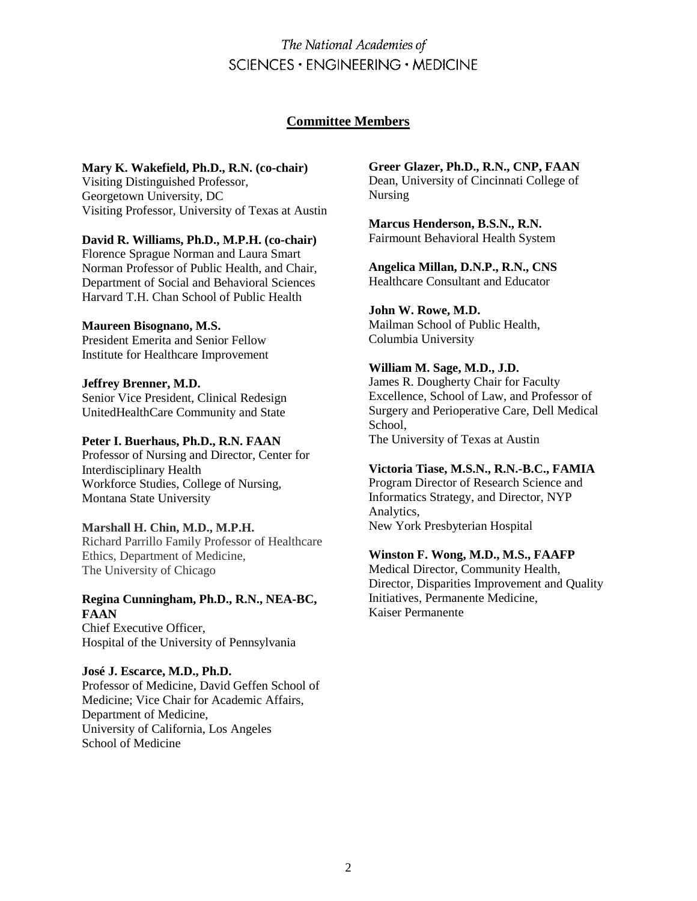The National Academies of SCIENCES · ENGINEERING · MEDICINE

## Committee Members

**Mary K. Wakefield, Ph.D., R.N. (co-chair)**
Visiting Distinguished Professor,
Georgetown University, DC
Visiting Professor, University of Texas at Austin

**David R. Williams, Ph.D., M.P.H. (co-chair)**
Florence Sprague Norman and Laura Smart Norman Professor of Public Health, and Chair, Department of Social and Behavioral Sciences
Harvard T.H. Chan School of Public Health

**Maureen Bisognano, M.S.**
President Emerita and Senior Fellow
Institute for Healthcare Improvement

**Jeffrey Brenner, M.D.**
Senior Vice President, Clinical Redesign
UnitedHealthCare Community and State

**Peter I. Buerhaus, Ph.D., R.N. FAAN**
Professor of Nursing and Director, Center for Interdisciplinary Health
Workforce Studies, College of Nursing,
Montana State University

**Marshall H. Chin, M.D., M.P.H.**
Richard Parrillo Family Professor of Healthcare Ethics, Department of Medicine,
The University of Chicago

**Regina Cunningham, Ph.D., R.N., NEA-BC, FAAN**
Chief Executive Officer,
Hospital of the University of Pennsylvania

**José J. Escarce, M.D., Ph.D.**
Professor of Medicine, David Geffen School of Medicine; Vice Chair for Academic Affairs, Department of Medicine,
University of California, Los Angeles
School of Medicine

**Greer Glazer, Ph.D., R.N., CNP, FAAN**
Dean, University of Cincinnati College of Nursing

**Marcus Henderson, B.S.N., R.N.**
Fairmount Behavioral Health System

**Angelica Millan, D.N.P., R.N., CNS**
Healthcare Consultant and Educator

**John W. Rowe, M.D.**
Mailman School of Public Health,
Columbia University

**William M. Sage, M.D., J.D.**
James R. Dougherty Chair for Faculty Excellence, School of Law, and Professor of Surgery and Perioperative Care, Dell Medical School,
The University of Texas at Austin

**Victoria Tiase, M.S.N., R.N.-B.C., FAMIA**
Program Director of Research Science and Informatics Strategy, and Director, NYP Analytics,
New York Presbyterian Hospital

**Winston F. Wong, M.D., M.S., FAAFP**
Medical Director, Community Health,
Director, Disparities Improvement and Quality Initiatives, Permanente Medicine,
Kaiser Permanente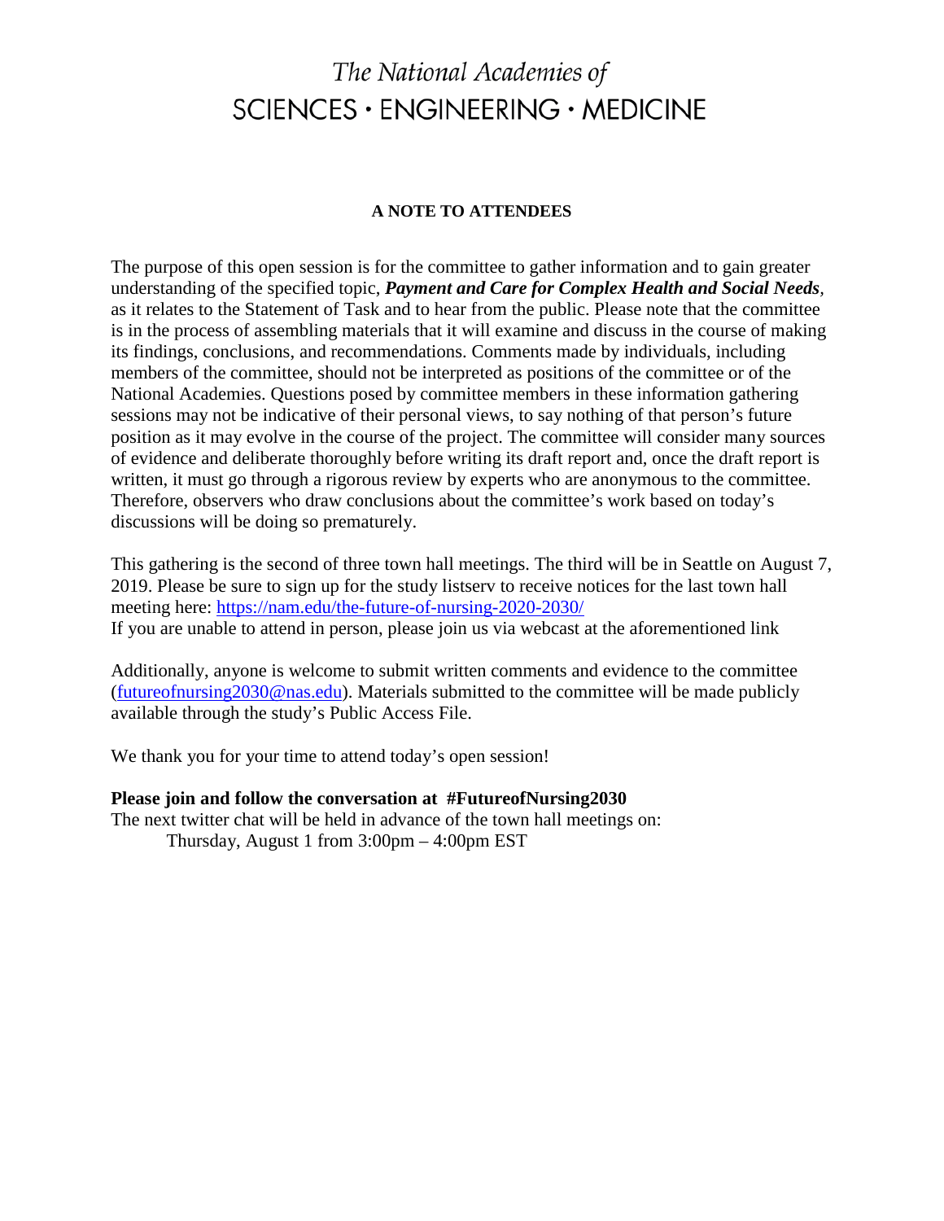*The National Academies of*

SCIENCES · ENGINEERING · MEDICINE

**A NOTE TO ATTENDEES**

The purpose of this open session is for the committee to gather information and to gain greater understanding of the specified topic, ***Payment and Care for Complex Health and Social Needs***, as it relates to the Statement of Task and to hear from the public. Please note that the committee is in the process of assembling materials that it will examine and discuss in the course of making its findings, conclusions, and recommendations. Comments made by individuals, including members of the committee, should not be interpreted as positions of the committee or of the National Academies. Questions posed by committee members in these information gathering sessions may not be indicative of their personal views, to say nothing of that person's future position as it may evolve in the course of the project. The committee will consider many sources of evidence and deliberate thoroughly before writing its draft report and, once the draft report is written, it must go through a rigorous review by experts who are anonymous to the committee. Therefore, observers who draw conclusions about the committee's work based on today's discussions will be doing so prematurely.

This gathering is the second of three town hall meetings. The third will be in Seattle on August 7, 2019. Please be sure to sign up for the study listserv to receive notices for the last town hall meeting here: https://nam.edu/the-future-of-nursing-2020-2030/
If you are unable to attend in person, please join us via webcast at the aforementioned link

Additionally, anyone is welcome to submit written comments and evidence to the committee (futureofnursing2030@nas.edu). Materials submitted to the committee will be made publicly available through the study's Public Access File.

We thank you for your time to attend today's open session!

**Please join and follow the conversation at #FutureofNursing2030**
The next twitter chat will be held in advance of the town hall meetings on:
Thursday, August 1 from 3:00pm – 4:00pm EST